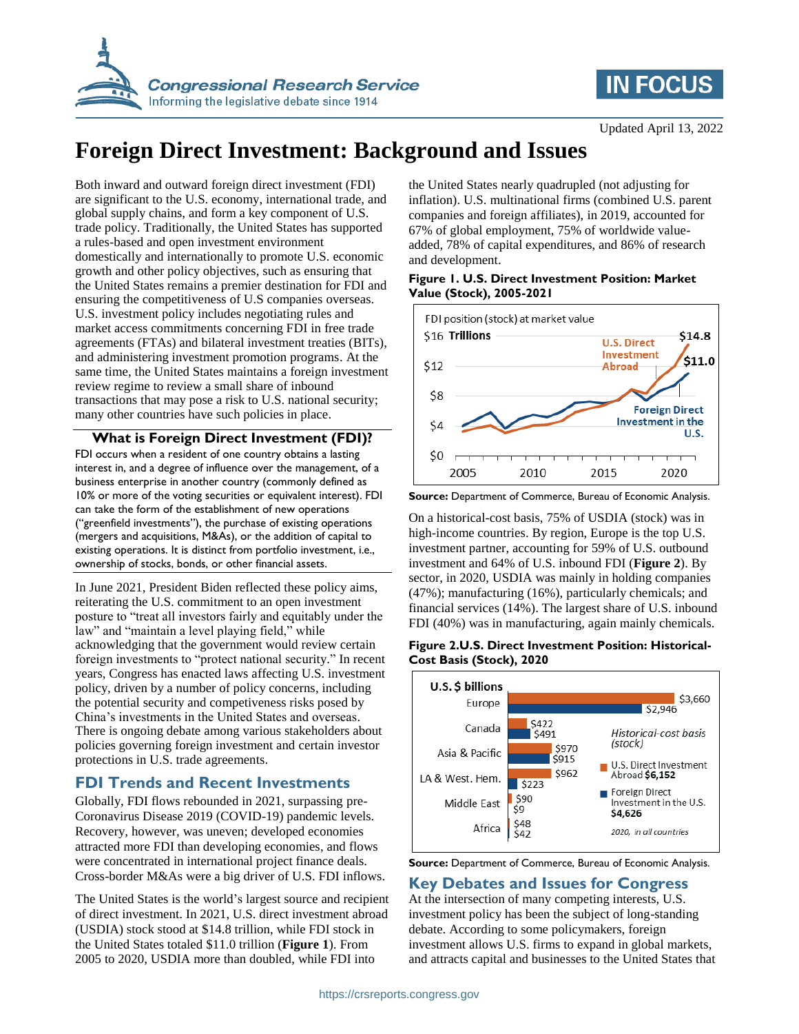Updated April 13, 2022

# Foreign Direct Investment: Background and Issues

Both inward and outward foreign direct investment (FDI) are significant to the U.S. economy, international trade, and global supply chains, and form a key component of U.S. trade policy. Traditionally, the United States has supported a rules-based and open investment environment domestically and internationally to promote U.S. economic growth and other policy objectives, such as ensuring that the United States remains a premier destination for FDI and ensuring the competitiveness of U.S companies overseas. U.S. investment policy includes negotiating rules and market access commitments concerning FDI in free trade agreements (FTAs) and bilateral investment treaties (BITs), and administering investment promotion programs. At the same time, the United States maintains a foreign investment review regime to review a small share of inbound transactions that may pose a risk to U.S. national security; many other countries have such policies in place.

### What is Foreign Direct Investment (FDI)?

FDI occurs when a resident of one country obtains a lasting interest in, and a degree of influence over the management, of a business enterprise in another country (commonly defined as 10% or more of the voting securities or equivalent interest). FDI can take the form of the establishment of new operations ("greenfield investments"), the purchase of existing operations (mergers and acquisitions, M&As), or the addition of capital to existing operations. It is distinct from portfolio investment, i.e., ownership of stocks, bonds, or other financial assets.

In June 2021, President Biden reflected these policy aims, reiterating the U.S. commitment to an open investment posture to "treat all investors fairly and equitably under the law" and "maintain a level playing field," while acknowledging that the government would review certain foreign investments to "protect national security." In recent years, Congress has enacted laws affecting U.S. investment policy, driven by a number of policy concerns, including the potential security and competiveness risks posed by China's investments in the United States and overseas. There is ongoing debate among various stakeholders about policies governing foreign investment and certain investor protections in U.S. trade agreements.

## FDI Trends and Recent Investments

Globally, FDI flows rebounded in 2021, surpassing pre-Coronavirus Disease 2019 (COVID-19) pandemic levels. Recovery, however, was uneven; developed economies attracted more FDI than developing economies, and flows were concentrated in international project finance deals. Cross-border M&As were a big driver of U.S. FDI inflows.

The United States is the world's largest source and recipient of direct investment. In 2021, U.S. direct investment abroad (USDIA) stock stood at $14.8 trillion, while FDI stock in the United States totaled $11.0 trillion (**Figure 1**). From 2005 to 2020, USDIA more than doubled, while FDI into the United States nearly quadrupled (not adjusting for inflation). U.S. multinational firms (combined U.S. parent companies and foreign affiliates), in 2019, accounted for 67% of global employment, 75% of worldwide value-added, 78% of capital expenditures, and 86% of research and development.

**Figure 1. U.S. Direct Investment Position: Market Value (Stock), 2005-2021**

FDI position (stock) at market value, $ Trillions, 2005–2021. U.S. Direct Investment Abroad: $14.8; Foreign Direct Investment in the U.S.: $11.0.

**Source:** Department of Commerce, Bureau of Economic Analysis.

On a historical-cost basis, 75% of USDIA (stock) was in high-income countries. By region, Europe is the top U.S. investment partner, accounting for 59% of U.S. outbound investment and 64% of U.S. inbound FDI (**Figure 2**). By sector, in 2020, USDIA was mainly in holding companies (47%); manufacturing (16%), particularly chemicals; and financial services (14%). The largest share of U.S. inbound FDI (40%) was in manufacturing, again mainly chemicals.

**Figure 2.U.S. Direct Investment Position: Historical-Cost Basis (Stock), 2020**

| U.S. $ billions | U.S. Direct Investment Abroad | Foreign Direct Investment in the U.S. |
|---|---|---|
| Europe | $3,660 | $2,946 |
| Canada | $422 | $491 |
| Asia & Pacific | $970 | $915 |
| LA & West. Hem. | $962 | $223 |
| Middle East | $90 | $9 |
| Africa | $48 | $42 |
| 2020, in all countries | $6,152 | $4,626 |

*Historical-cost basis (stock)*

**Source:** Department of Commerce, Bureau of Economic Analysis.

## Key Debates and Issues for Congress

At the intersection of many competing interests, U.S. investment policy has been the subject of long-standing debate. According to some policymakers, foreign investment allows U.S. firms to expand in global markets, and attracts capital and businesses to the United States that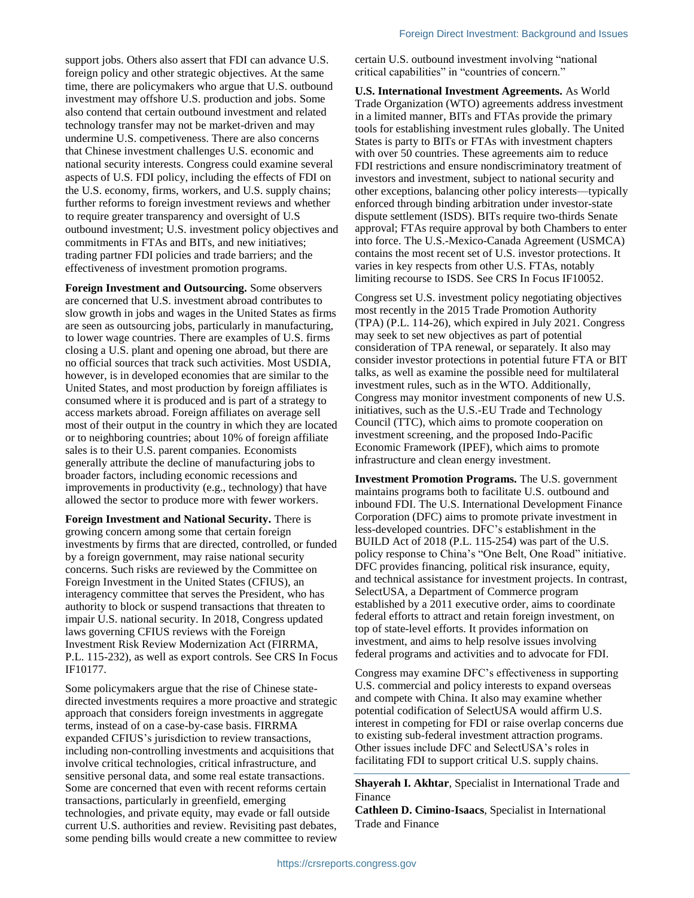support jobs. Others also assert that FDI can advance U.S. foreign policy and other strategic objectives. At the same time, there are policymakers who argue that U.S. outbound investment may offshore U.S. production and jobs. Some also contend that certain outbound investment and related technology transfer may not be market-driven and may undermine U.S. competiveness. There are also concerns that Chinese investment challenges U.S. economic and national security interests. Congress could examine several aspects of U.S. FDI policy, including the effects of FDI on the U.S. economy, firms, workers, and U.S. supply chains; further reforms to foreign investment reviews and whether to require greater transparency and oversight of U.S outbound investment; U.S. investment policy objectives and commitments in FTAs and BITs, and new initiatives; trading partner FDI policies and trade barriers; and the effectiveness of investment promotion programs.

**Foreign Investment and Outsourcing.** Some observers are concerned that U.S. investment abroad contributes to slow growth in jobs and wages in the United States as firms are seen as outsourcing jobs, particularly in manufacturing, to lower wage countries. There are examples of U.S. firms closing a U.S. plant and opening one abroad, but there are no official sources that track such activities. Most USDIA, however, is in developed economies that are similar to the United States, and most production by foreign affiliates is consumed where it is produced and is part of a strategy to access markets abroad. Foreign affiliates on average sell most of their output in the country in which they are located or to neighboring countries; about 10% of foreign affiliate sales is to their U.S. parent companies. Economists generally attribute the decline of manufacturing jobs to broader factors, including economic recessions and improvements in productivity (e.g., technology) that have allowed the sector to produce more with fewer workers.

**Foreign Investment and National Security.** There is growing concern among some that certain foreign investments by firms that are directed, controlled, or funded by a foreign government, may raise national security concerns. Such risks are reviewed by the Committee on Foreign Investment in the United States (CFIUS), an interagency committee that serves the President, who has authority to block or suspend transactions that threaten to impair U.S. national security. In 2018, Congress updated laws governing CFIUS reviews with the Foreign Investment Risk Review Modernization Act (FIRRMA, P.L. 115-232), as well as export controls. See CRS In Focus IF10177.

Some policymakers argue that the rise of Chinese state-directed investments requires a more proactive and strategic approach that considers foreign investments in aggregate terms, instead of on a case-by-case basis. FIRRMA expanded CFIUS's jurisdiction to review transactions, including non-controlling investments and acquisitions that involve critical technologies, critical infrastructure, and sensitive personal data, and some real estate transactions. Some are concerned that even with recent reforms certain transactions, particularly in greenfield, emerging technologies, and private equity, may evade or fall outside current U.S. authorities and review. Revisiting past debates, some pending bills would create a new committee to review certain U.S. outbound investment involving "national critical capabilities" in "countries of concern."

**U.S. International Investment Agreements.** As World Trade Organization (WTO) agreements address investment in a limited manner, BITs and FTAs provide the primary tools for establishing investment rules globally. The United States is party to BITs or FTAs with investment chapters with over 50 countries. These agreements aim to reduce FDI restrictions and ensure nondiscriminatory treatment of investors and investment, subject to national security and other exceptions, balancing other policy interests—typically enforced through binding arbitration under investor-state dispute settlement (ISDS). BITs require two-thirds Senate approval; FTAs require approval by both Chambers to enter into force. The U.S.-Mexico-Canada Agreement (USMCA) contains the most recent set of U.S. investor protections. It varies in key respects from other U.S. FTAs, notably limiting recourse to ISDS. See CRS In Focus IF10052.

Congress set U.S. investment policy negotiating objectives most recently in the 2015 Trade Promotion Authority (TPA) (P.L. 114-26), which expired in July 2021. Congress may seek to set new objectives as part of potential consideration of TPA renewal, or separately. It also may consider investor protections in potential future FTA or BIT talks, as well as examine the possible need for multilateral investment rules, such as in the WTO. Additionally, Congress may monitor investment components of new U.S. initiatives, such as the U.S.-EU Trade and Technology Council (TTC), which aims to promote cooperation on investment screening, and the proposed Indo-Pacific Economic Framework (IPEF), which aims to promote infrastructure and clean energy investment.

**Investment Promotion Programs.** The U.S. government maintains programs both to facilitate U.S. outbound and inbound FDI. The U.S. International Development Finance Corporation (DFC) aims to promote private investment in less-developed countries. DFC's establishment in the BUILD Act of 2018 (P.L. 115-254) was part of the U.S. policy response to China's "One Belt, One Road" initiative. DFC provides financing, political risk insurance, equity, and technical assistance for investment projects. In contrast, SelectUSA, a Department of Commerce program established by a 2011 executive order, aims to coordinate federal efforts to attract and retain foreign investment, on top of state-level efforts. It provides information on investment, and aims to help resolve issues involving federal programs and activities and to advocate for FDI.

Congress may examine DFC's effectiveness in supporting U.S. commercial and policy interests to expand overseas and compete with China. It also may examine whether potential codification of SelectUSA would affirm U.S. interest in competing for FDI or raise overlap concerns due to existing sub-federal investment attraction programs. Other issues include DFC and SelectUSA's roles in facilitating FDI to support critical U.S. supply chains.

---

**Shayerah I. Akhtar**, Specialist in International Trade and Finance

**Cathleen D. Cimino-Isaacs**, Specialist in International Trade and Finance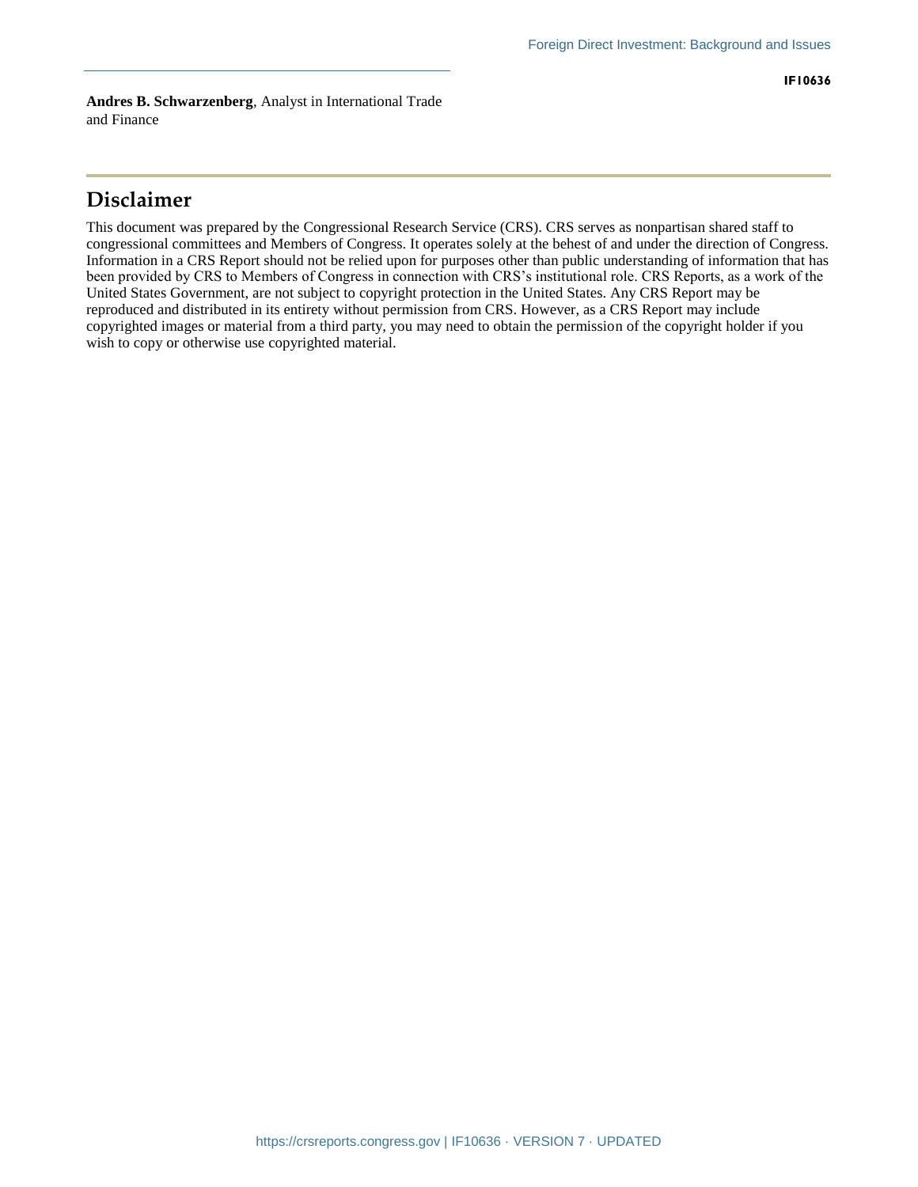**Andres B. Schwarzenberg**, Analyst in International Trade and Finance

IF10636

## Disclaimer

This document was prepared by the Congressional Research Service (CRS). CRS serves as nonpartisan shared staff to congressional committees and Members of Congress. It operates solely at the behest of and under the direction of Congress. Information in a CRS Report should not be relied upon for purposes other than public understanding of information that has been provided by CRS to Members of Congress in connection with CRS's institutional role. CRS Reports, as a work of the United States Government, are not subject to copyright protection in the United States. Any CRS Report may be reproduced and distributed in its entirety without permission from CRS. However, as a CRS Report may include copyrighted images or material from a third party, you may need to obtain the permission of the copyright holder if you wish to copy or otherwise use copyrighted material.